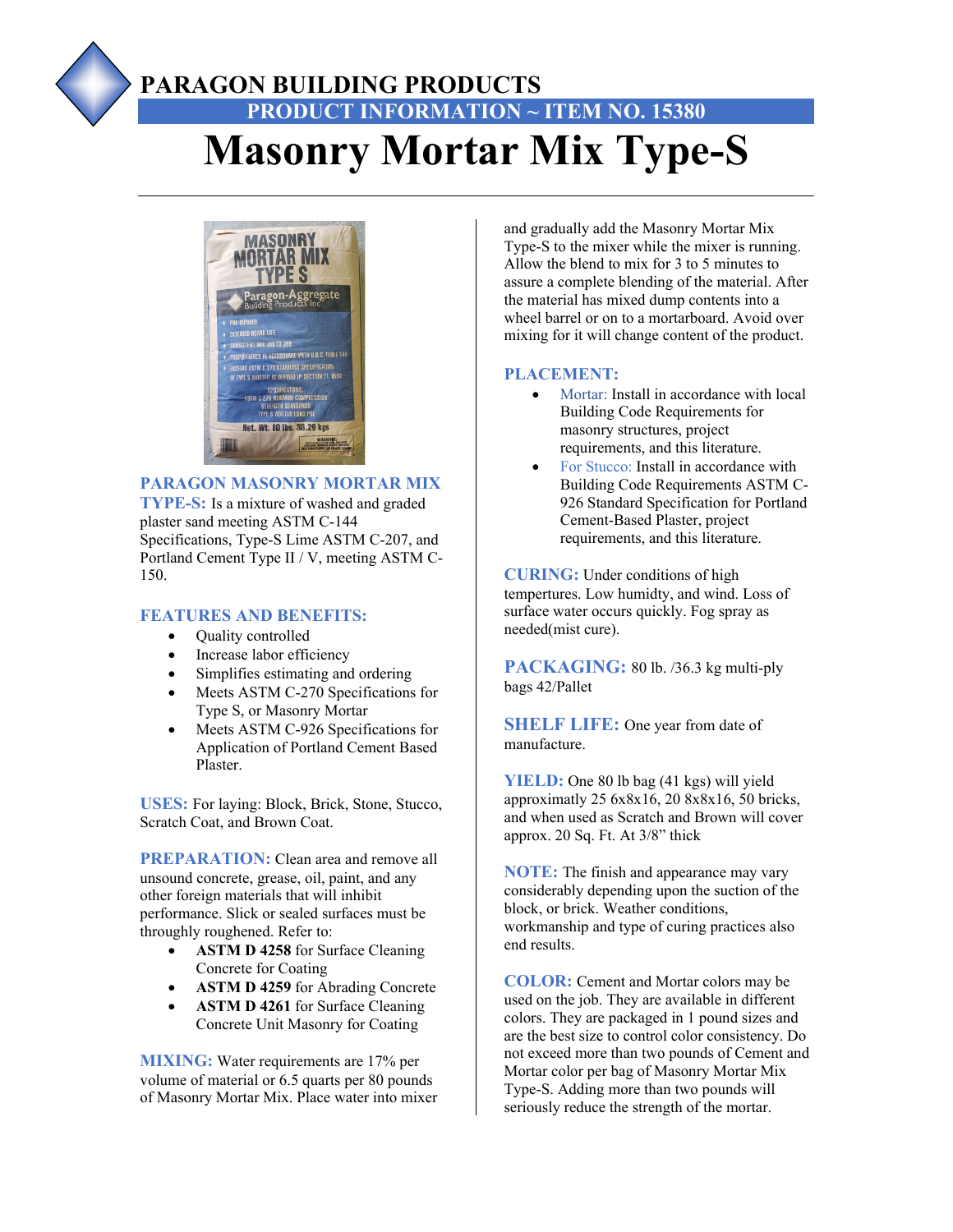# PARAGON BUILDING PRODUCTS

## PRODUCT INFORMATION ~ ITEM NO. 15380

# Masonry Mortar Mix Type-S

**PARAGON MASONRY MORTAR MIX TYPE-S:** Is a mixture of washed and graded plaster sand meeting ASTM C-144 Specifications, Type-S Lime ASTM C-207, and Portland Cement Type II / V, meeting ASTM C-150.

**FEATURES AND BENEFITS:**

- Quality controlled
- Increase labor efficiency
- Simplifies estimating and ordering
- Meets ASTM C-270 Specifications for Type S, or Masonry Mortar
- Meets ASTM C-926 Specifications for Application of Portland Cement Based Plaster.

**USES:** For laying: Block, Brick, Stone, Stucco, Scratch Coat, and Brown Coat.

**PREPARATION:** Clean area and remove all unsound concrete, grease, oil, paint, and any other foreign materials that will inhibit performance. Slick or sealed surfaces must be throughly roughened. Refer to:

- **ASTM D 4258** for Surface Cleaning Concrete for Coating
- **ASTM D 4259** for Abrading Concrete
- **ASTM D 4261** for Surface Cleaning Concrete Unit Masonry for Coating

**MIXING:** Water requirements are 17% per volume of material or 6.5 quarts per 80 pounds of Masonry Mortar Mix. Place water into mixer and gradually add the Masonry Mortar Mix Type-S to the mixer while the mixer is running. Allow the blend to mix for 3 to 5 minutes to assure a complete blending of the material. After the material has mixed dump contents into a wheel barrel or on to a mortarboard. Avoid over mixing for it will change content of the product.

**PLACEMENT:**

- Mortar: Install in accordance with local Building Code Requirements for masonry structures, project requirements, and this literature.
- For Stucco: Install in accordance with Building Code Requirements ASTM C-926 Standard Specification for Portland Cement-Based Plaster, project requirements, and this literature.

**CURING:** Under conditions of high tempertures. Low humidty, and wind. Loss of surface water occurs quickly. Fog spray as needed(mist cure).

**PACKAGING:** 80 lb. /36.3 kg multi-ply bags 42/Pallet

**SHELF LIFE:** One year from date of manufacture.

**YIELD:** One 80 lb bag (41 kgs) will yield approximatly 25 6x8x16, 20 8x8x16, 50 bricks, and when used as Scratch and Brown will cover approx. 20 Sq. Ft. At 3/8" thick

**NOTE:** The finish and appearance may vary considerably depending upon the suction of the block, or brick. Weather conditions, workmanship and type of curing practices also end results.

**COLOR:** Cement and Mortar colors may be used on the job. They are available in different colors. They are packaged in 1 pound sizes and are the best size to control color consistency. Do not exceed more than two pounds of Cement and Mortar color per bag of Masonry Mortar Mix Type-S. Adding more than two pounds will seriously reduce the strength of the mortar.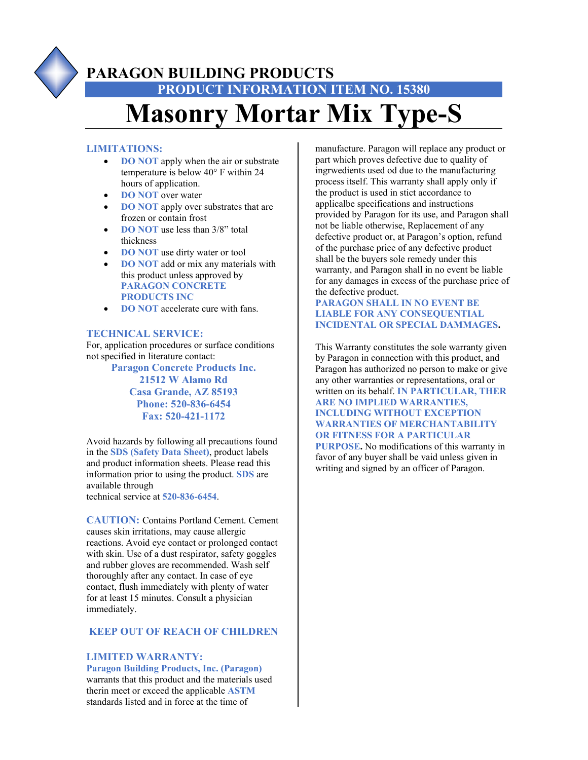# PARAGON BUILDING PRODUCTS

## PRODUCT INFORMATION ITEM NO. 15380

# Masonry Mortar Mix Type-S

### LIMITATIONS:

- **DO NOT** apply when the air or substrate temperature is below 40° F within 24 hours of application.
- **DO NOT** over water
- **DO NOT** apply over substrates that are frozen or contain frost
- **DO NOT** use less than 3/8" total thickness
- **DO NOT** use dirty water or tool
- **DO NOT** add or mix any materials with this product unless approved by **PARAGON CONCRETE PRODUCTS INC**
- **DO NOT** accelerate cure with fans.

### TECHNICAL SERVICE:

For, application procedures or surface conditions not specified in literature contact:

**Paragon Concrete Products Inc.**
**21512 W Alamo Rd**
**Casa Grande, AZ 85193**
**Phone: 520-836-6454**
**Fax: 520-421-1172**

Avoid hazards by following all precautions found in the **SDS (Safety Data Sheet)**, product labels and product information sheets. Please read this information prior to using the product. **SDS** are available through technical service at **520-836-6454**.

**CAUTION:** Contains Portland Cement. Cement causes skin irritations, may cause allergic reactions. Avoid eye contact or prolonged contact with skin. Use of a dust respirator, safety goggles and rubber gloves are recommended. Wash self thoroughly after any contact. In case of eye contact, flush immediately with plenty of water for at least 15 minutes. Consult a physician immediately.

**KEEP OUT OF REACH OF CHILDREN**

### LIMITED WARRANTY:

**Paragon Building Products, Inc. (Paragon)** warrants that this product and the materials used therin meet or exceed the applicable **ASTM** standards listed and in force at the time of manufacture. Paragon will replace any product or part which proves defective due to quality of ingrwedients used od due to the manufacturing process itself. This warranty shall apply only if the product is used in stict accordance to applicalbe specifications and instructions provided by Paragon for its use, and Paragon shall not be liable otherwise, Replacement of any defective product or, at Paragon's option, refund of the purchase price of any defective product shall be the buyers sole remedy under this warranty, and Paragon shall in no event be liable for any damages in excess of the purchase price of the defective product.

**PARAGON SHALL IN NO EVENT BE LIABLE FOR ANY CONSEQUENTIAL INCIDENTAL OR SPECIAL DAMMAGES.**

This Warranty constitutes the sole warranty given by Paragon in connection with this product, and Paragon has authorized no person to make or give any other warranties or representations, oral or written on its behalf. **IN PARTICULAR, THER ARE NO IMPLIED WARRANTIES, INCLUDING WITHOUT EXCEPTION WARRANTIES OF MERCHANTABILITY OR FITNESS FOR A PARTICULAR PURPOSE.** No modifications of this warranty in favor of any buyer shall be vaid unless given in writing and signed by an officer of Paragon.